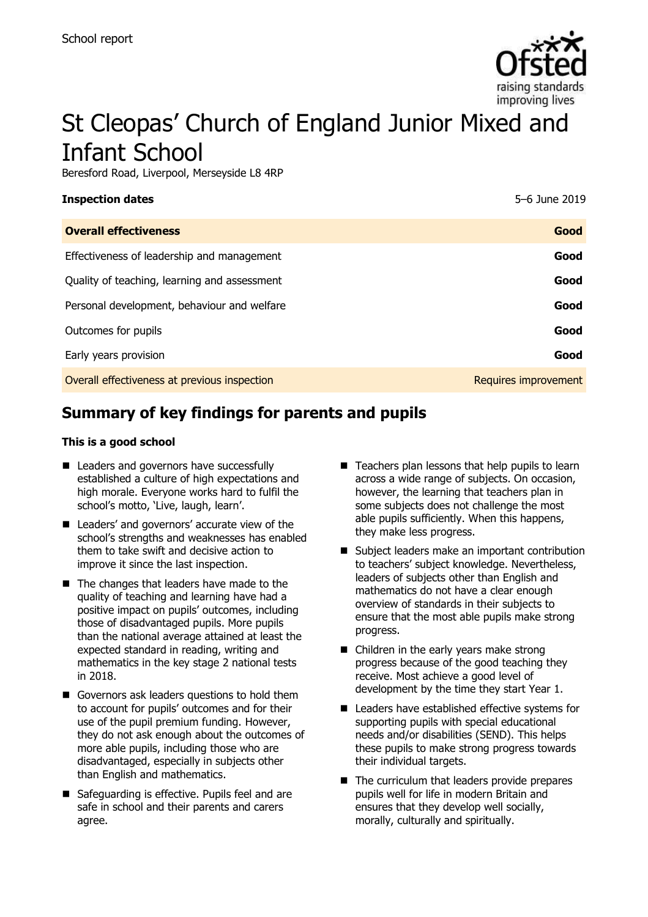School report

# St Cleopas' Church of England Junior Mixed and Infant School

Beresford Road, Liverpool, Merseyside L8 4RP

| **Inspection dates** | 5–6 June 2019 |
| --- | --- |
| **Overall effectiveness** | **Good** |
| Effectiveness of leadership and management | **Good** |
| Quality of teaching, learning and assessment | **Good** |
| Personal development, behaviour and welfare | **Good** |
| Outcomes for pupils | **Good** |
| Early years provision | **Good** |
| Overall effectiveness at previous inspection | Requires improvement |

## Summary of key findings for parents and pupils

**This is a good school**

- Leaders and governors have successfully established a culture of high expectations and high morale. Everyone works hard to fulfil the school's motto, 'Live, laugh, learn'.
- Leaders' and governors' accurate view of the school's strengths and weaknesses has enabled them to take swift and decisive action to improve it since the last inspection.
- The changes that leaders have made to the quality of teaching and learning have had a positive impact on pupils' outcomes, including those of disadvantaged pupils. More pupils than the national average attained at least the expected standard in reading, writing and mathematics in the key stage 2 national tests in 2018.
- Governors ask leaders questions to hold them to account for pupils' outcomes and for their use of the pupil premium funding. However, they do not ask enough about the outcomes of more able pupils, including those who are disadvantaged, especially in subjects other than English and mathematics.
- Safeguarding is effective. Pupils feel and are safe in school and their parents and carers agree.
- Teachers plan lessons that help pupils to learn across a wide range of subjects. On occasion, however, the learning that teachers plan in some subjects does not challenge the most able pupils sufficiently. When this happens, they make less progress.
- Subject leaders make an important contribution to teachers' subject knowledge. Nevertheless, leaders of subjects other than English and mathematics do not have a clear enough overview of standards in their subjects to ensure that the most able pupils make strong progress.
- Children in the early years make strong progress because of the good teaching they receive. Most achieve a good level of development by the time they start Year 1.
- Leaders have established effective systems for supporting pupils with special educational needs and/or disabilities (SEND). This helps these pupils to make strong progress towards their individual targets.
- The curriculum that leaders provide prepares pupils well for life in modern Britain and ensures that they develop well socially, morally, culturally and spiritually.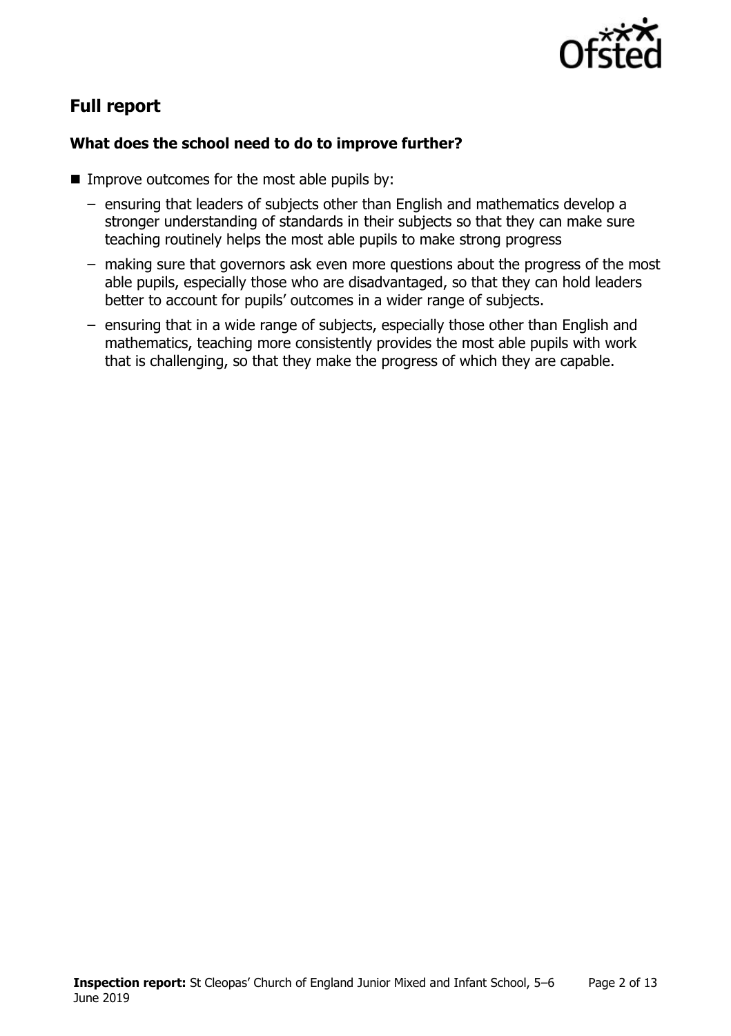## Full report

### What does the school need to do to improve further?

- Improve outcomes for the most able pupils by:
  - ensuring that leaders of subjects other than English and mathematics develop a stronger understanding of standards in their subjects so that they can make sure teaching routinely helps the most able pupils to make strong progress
  - making sure that governors ask even more questions about the progress of the most able pupils, especially those who are disadvantaged, so that they can hold leaders better to account for pupils' outcomes in a wider range of subjects.
  - ensuring that in a wide range of subjects, especially those other than English and mathematics, teaching more consistently provides the most able pupils with work that is challenging, so that they make the progress of which they are capable.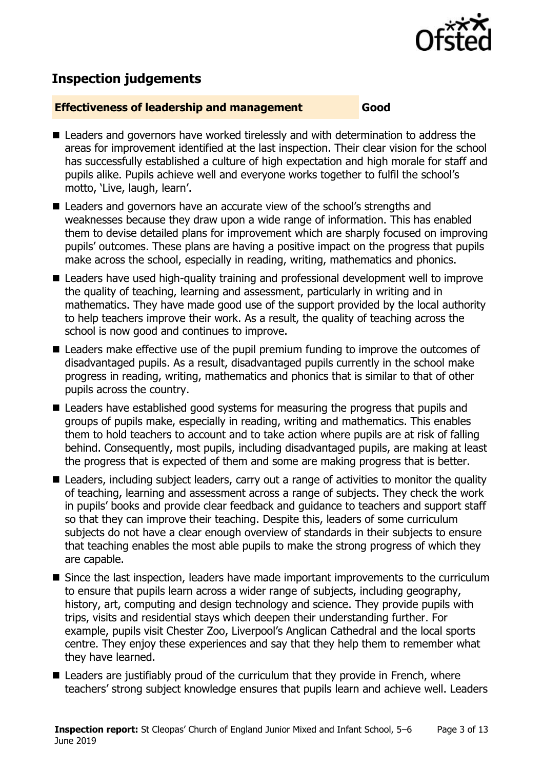## Inspection judgements

**Effectiveness of leadership and management** **Good**

- Leaders and governors have worked tirelessly and with determination to address the areas for improvement identified at the last inspection. Their clear vision for the school has successfully established a culture of high expectation and high morale for staff and pupils alike. Pupils achieve well and everyone works together to fulfil the school's motto, 'Live, laugh, learn'.
- Leaders and governors have an accurate view of the school's strengths and weaknesses because they draw upon a wide range of information. This has enabled them to devise detailed plans for improvement which are sharply focused on improving pupils' outcomes. These plans are having a positive impact on the progress that pupils make across the school, especially in reading, writing, mathematics and phonics.
- Leaders have used high-quality training and professional development well to improve the quality of teaching, learning and assessment, particularly in writing and in mathematics. They have made good use of the support provided by the local authority to help teachers improve their work. As a result, the quality of teaching across the school is now good and continues to improve.
- Leaders make effective use of the pupil premium funding to improve the outcomes of disadvantaged pupils. As a result, disadvantaged pupils currently in the school make progress in reading, writing, mathematics and phonics that is similar to that of other pupils across the country.
- Leaders have established good systems for measuring the progress that pupils and groups of pupils make, especially in reading, writing and mathematics. This enables them to hold teachers to account and to take action where pupils are at risk of falling behind. Consequently, most pupils, including disadvantaged pupils, are making at least the progress that is expected of them and some are making progress that is better.
- Leaders, including subject leaders, carry out a range of activities to monitor the quality of teaching, learning and assessment across a range of subjects. They check the work in pupils' books and provide clear feedback and guidance to teachers and support staff so that they can improve their teaching. Despite this, leaders of some curriculum subjects do not have a clear enough overview of standards in their subjects to ensure that teaching enables the most able pupils to make the strong progress of which they are capable.
- Since the last inspection, leaders have made important improvements to the curriculum to ensure that pupils learn across a wider range of subjects, including geography, history, art, computing and design technology and science. They provide pupils with trips, visits and residential stays which deepen their understanding further. For example, pupils visit Chester Zoo, Liverpool's Anglican Cathedral and the local sports centre. They enjoy these experiences and say that they help them to remember what they have learned.
- Leaders are justifiably proud of the curriculum that they provide in French, where teachers' strong subject knowledge ensures that pupils learn and achieve well. Leaders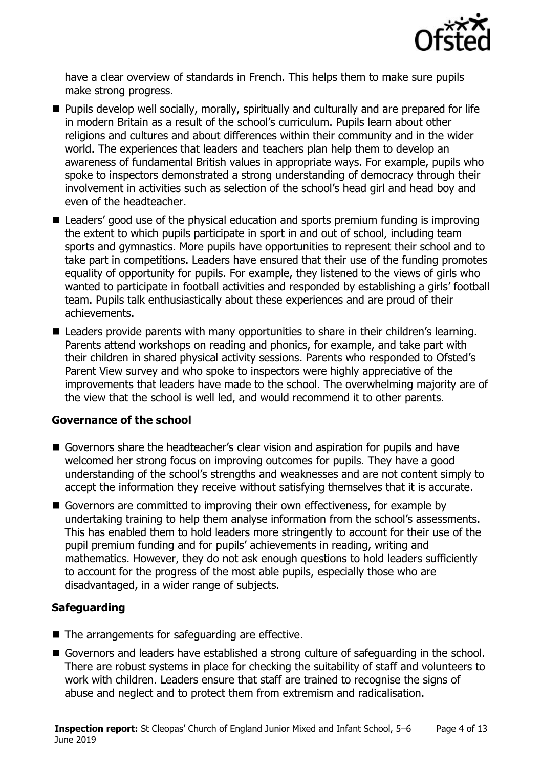have a clear overview of standards in French. This helps them to make sure pupils make strong progress.

- Pupils develop well socially, morally, spiritually and culturally and are prepared for life in modern Britain as a result of the school's curriculum. Pupils learn about other religions and cultures and about differences within their community and in the wider world. The experiences that leaders and teachers plan help them to develop an awareness of fundamental British values in appropriate ways. For example, pupils who spoke to inspectors demonstrated a strong understanding of democracy through their involvement in activities such as selection of the school's head girl and head boy and even of the headteacher.
- Leaders' good use of the physical education and sports premium funding is improving the extent to which pupils participate in sport in and out of school, including team sports and gymnastics. More pupils have opportunities to represent their school and to take part in competitions. Leaders have ensured that their use of the funding promotes equality of opportunity for pupils. For example, they listened to the views of girls who wanted to participate in football activities and responded by establishing a girls' football team. Pupils talk enthusiastically about these experiences and are proud of their achievements.
- Leaders provide parents with many opportunities to share in their children's learning. Parents attend workshops on reading and phonics, for example, and take part with their children in shared physical activity sessions. Parents who responded to Ofsted's Parent View survey and who spoke to inspectors were highly appreciative of the improvements that leaders have made to the school. The overwhelming majority are of the view that the school is well led, and would recommend it to other parents.

### Governance of the school

- Governors share the headteacher's clear vision and aspiration for pupils and have welcomed her strong focus on improving outcomes for pupils. They have a good understanding of the school's strengths and weaknesses and are not content simply to accept the information they receive without satisfying themselves that it is accurate.
- Governors are committed to improving their own effectiveness, for example by undertaking training to help them analyse information from the school's assessments. This has enabled them to hold leaders more stringently to account for their use of the pupil premium funding and for pupils' achievements in reading, writing and mathematics. However, they do not ask enough questions to hold leaders sufficiently to account for the progress of the most able pupils, especially those who are disadvantaged, in a wider range of subjects.

### Safeguarding

- The arrangements for safeguarding are effective.
- Governors and leaders have established a strong culture of safeguarding in the school. There are robust systems in place for checking the suitability of staff and volunteers to work with children. Leaders ensure that staff are trained to recognise the signs of abuse and neglect and to protect them from extremism and radicalisation.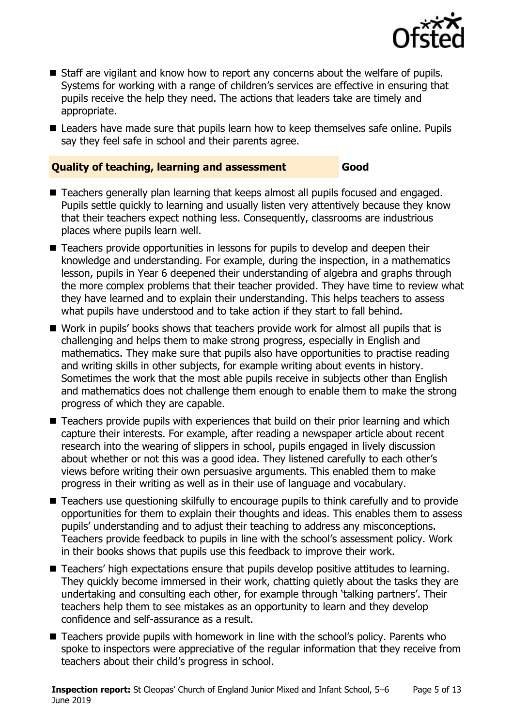- Staff are vigilant and know how to report any concerns about the welfare of pupils. Systems for working with a range of children's services are effective in ensuring that pupils receive the help they need. The actions that leaders take are timely and appropriate.
- Leaders have made sure that pupils learn how to keep themselves safe online. Pupils say they feel safe in school and their parents agree.

### Quality of teaching, learning and assessment — Good

- Teachers generally plan learning that keeps almost all pupils focused and engaged. Pupils settle quickly to learning and usually listen very attentively because they know that their teachers expect nothing less. Consequently, classrooms are industrious places where pupils learn well.
- Teachers provide opportunities in lessons for pupils to develop and deepen their knowledge and understanding. For example, during the inspection, in a mathematics lesson, pupils in Year 6 deepened their understanding of algebra and graphs through the more complex problems that their teacher provided. They have time to review what they have learned and to explain their understanding. This helps teachers to assess what pupils have understood and to take action if they start to fall behind.
- Work in pupils' books shows that teachers provide work for almost all pupils that is challenging and helps them to make strong progress, especially in English and mathematics. They make sure that pupils also have opportunities to practise reading and writing skills in other subjects, for example writing about events in history. Sometimes the work that the most able pupils receive in subjects other than English and mathematics does not challenge them enough to enable them to make the strong progress of which they are capable.
- Teachers provide pupils with experiences that build on their prior learning and which capture their interests. For example, after reading a newspaper article about recent research into the wearing of slippers in school, pupils engaged in lively discussion about whether or not this was a good idea. They listened carefully to each other's views before writing their own persuasive arguments. This enabled them to make progress in their writing as well as in their use of language and vocabulary.
- Teachers use questioning skilfully to encourage pupils to think carefully and to provide opportunities for them to explain their thoughts and ideas. This enables them to assess pupils' understanding and to adjust their teaching to address any misconceptions. Teachers provide feedback to pupils in line with the school's assessment policy. Work in their books shows that pupils use this feedback to improve their work.
- Teachers' high expectations ensure that pupils develop positive attitudes to learning. They quickly become immersed in their work, chatting quietly about the tasks they are undertaking and consulting each other, for example through 'talking partners'. Their teachers help them to see mistakes as an opportunity to learn and they develop confidence and self-assurance as a result.
- Teachers provide pupils with homework in line with the school's policy. Parents who spoke to inspectors were appreciative of the regular information that they receive from teachers about their child's progress in school.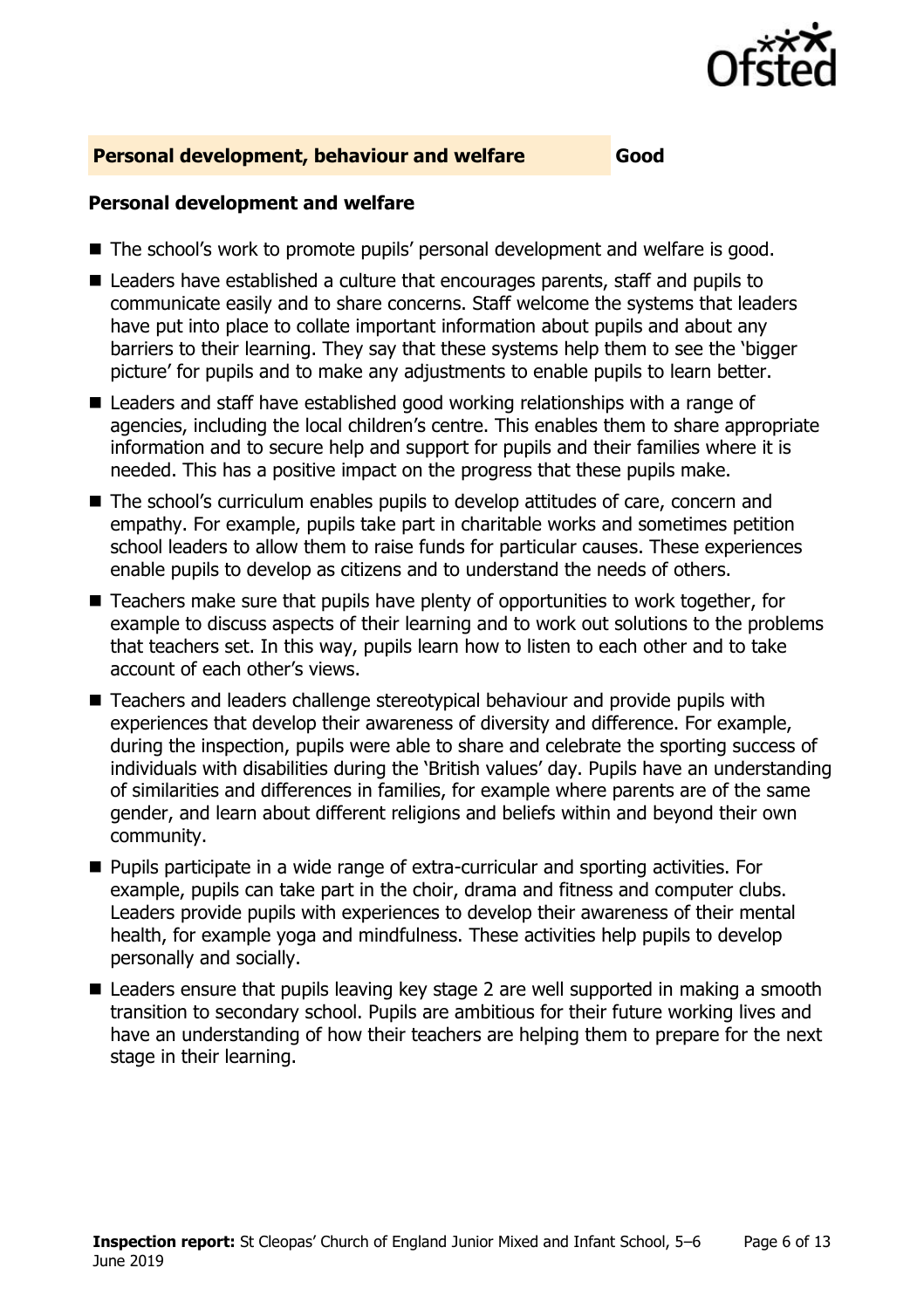## Personal development, behaviour and welfare — Good

### Personal development and welfare

- The school's work to promote pupils' personal development and welfare is good.
- Leaders have established a culture that encourages parents, staff and pupils to communicate easily and to share concerns. Staff welcome the systems that leaders have put into place to collate important information about pupils and about any barriers to their learning. They say that these systems help them to see the 'bigger picture' for pupils and to make any adjustments to enable pupils to learn better.
- Leaders and staff have established good working relationships with a range of agencies, including the local children's centre. This enables them to share appropriate information and to secure help and support for pupils and their families where it is needed. This has a positive impact on the progress that these pupils make.
- The school's curriculum enables pupils to develop attitudes of care, concern and empathy. For example, pupils take part in charitable works and sometimes petition school leaders to allow them to raise funds for particular causes. These experiences enable pupils to develop as citizens and to understand the needs of others.
- Teachers make sure that pupils have plenty of opportunities to work together, for example to discuss aspects of their learning and to work out solutions to the problems that teachers set. In this way, pupils learn how to listen to each other and to take account of each other's views.
- Teachers and leaders challenge stereotypical behaviour and provide pupils with experiences that develop their awareness of diversity and difference. For example, during the inspection, pupils were able to share and celebrate the sporting success of individuals with disabilities during the 'British values' day. Pupils have an understanding of similarities and differences in families, for example where parents are of the same gender, and learn about different religions and beliefs within and beyond their own community.
- Pupils participate in a wide range of extra-curricular and sporting activities. For example, pupils can take part in the choir, drama and fitness and computer clubs. Leaders provide pupils with experiences to develop their awareness of their mental health, for example yoga and mindfulness. These activities help pupils to develop personally and socially.
- Leaders ensure that pupils leaving key stage 2 are well supported in making a smooth transition to secondary school. Pupils are ambitious for their future working lives and have an understanding of how their teachers are helping them to prepare for the next stage in their learning.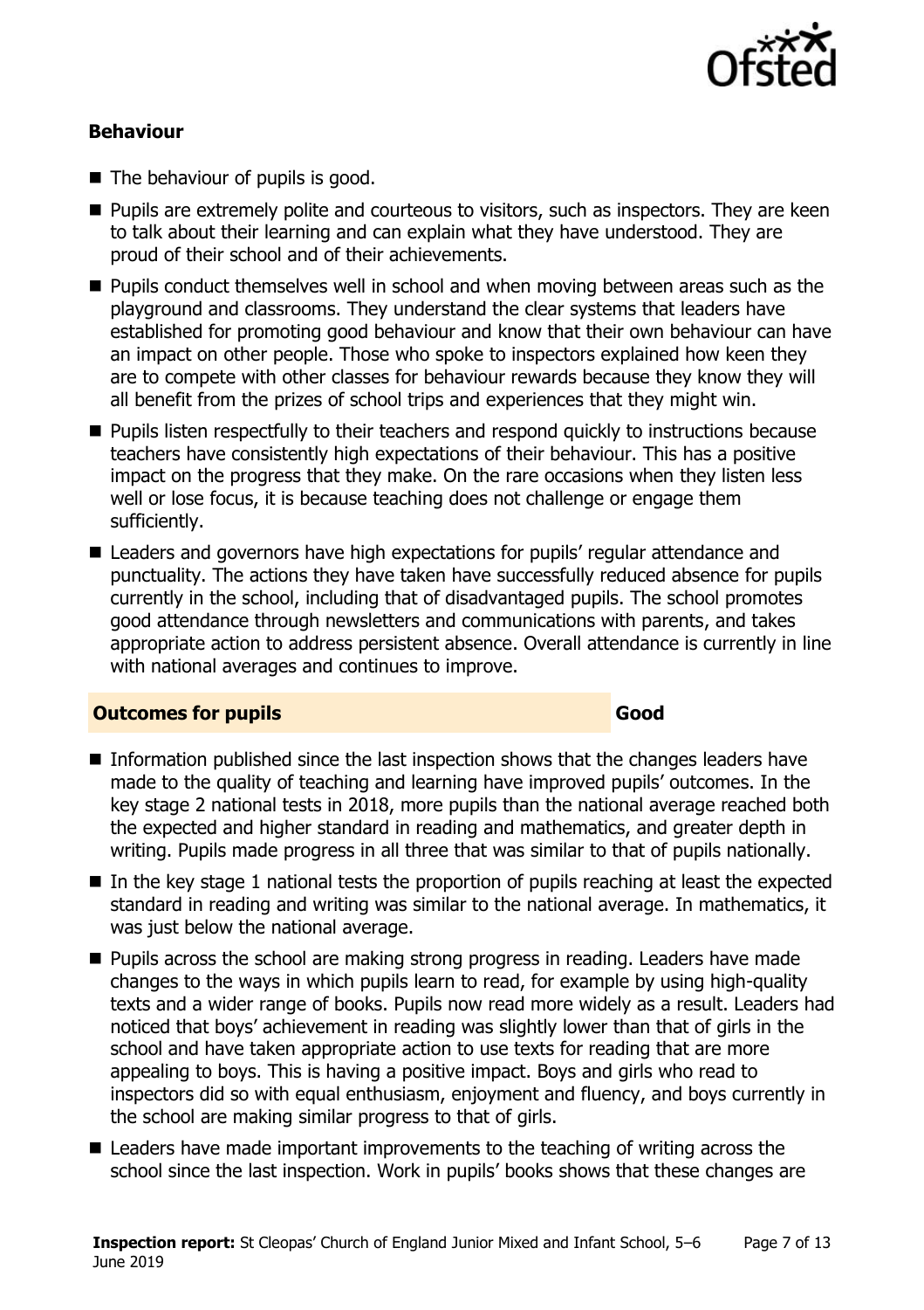### Behaviour

- The behaviour of pupils is good.
- Pupils are extremely polite and courteous to visitors, such as inspectors. They are keen to talk about their learning and can explain what they have understood. They are proud of their school and of their achievements.
- Pupils conduct themselves well in school and when moving between areas such as the playground and classrooms. They understand the clear systems that leaders have established for promoting good behaviour and know that their own behaviour can have an impact on other people. Those who spoke to inspectors explained how keen they are to compete with other classes for behaviour rewards because they know they will all benefit from the prizes of school trips and experiences that they might win.
- Pupils listen respectfully to their teachers and respond quickly to instructions because teachers have consistently high expectations of their behaviour. This has a positive impact on the progress that they make. On the rare occasions when they listen less well or lose focus, it is because teaching does not challenge or engage them sufficiently.
- Leaders and governors have high expectations for pupils' regular attendance and punctuality. The actions they have taken have successfully reduced absence for pupils currently in the school, including that of disadvantaged pupils. The school promotes good attendance through newsletters and communications with parents, and takes appropriate action to address persistent absence. Overall attendance is currently in line with national averages and continues to improve.

## Outcomes for pupils — Good

- Information published since the last inspection shows that the changes leaders have made to the quality of teaching and learning have improved pupils' outcomes. In the key stage 2 national tests in 2018, more pupils than the national average reached both the expected and higher standard in reading and mathematics, and greater depth in writing. Pupils made progress in all three that was similar to that of pupils nationally.
- In the key stage 1 national tests the proportion of pupils reaching at least the expected standard in reading and writing was similar to the national average. In mathematics, it was just below the national average.
- Pupils across the school are making strong progress in reading. Leaders have made changes to the ways in which pupils learn to read, for example by using high-quality texts and a wider range of books. Pupils now read more widely as a result. Leaders had noticed that boys' achievement in reading was slightly lower than that of girls in the school and have taken appropriate action to use texts for reading that are more appealing to boys. This is having a positive impact. Boys and girls who read to inspectors did so with equal enthusiasm, enjoyment and fluency, and boys currently in the school are making similar progress to that of girls.
- Leaders have made important improvements to the teaching of writing across the school since the last inspection. Work in pupils' books shows that these changes are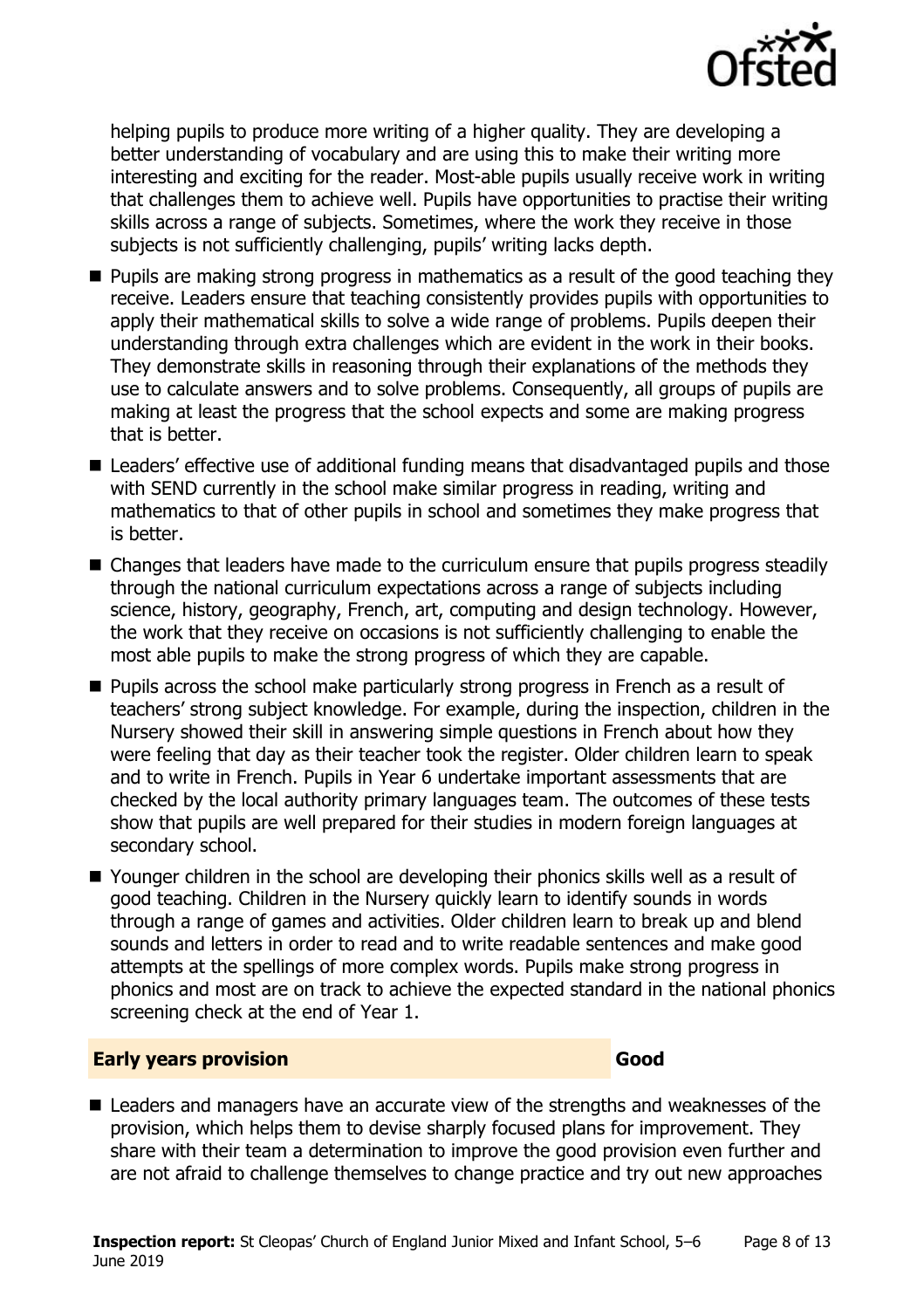helping pupils to produce more writing of a higher quality. They are developing a better understanding of vocabulary and are using this to make their writing more interesting and exciting for the reader. Most-able pupils usually receive work in writing that challenges them to achieve well. Pupils have opportunities to practise their writing skills across a range of subjects. Sometimes, where the work they receive in those subjects is not sufficiently challenging, pupils' writing lacks depth.

- Pupils are making strong progress in mathematics as a result of the good teaching they receive. Leaders ensure that teaching consistently provides pupils with opportunities to apply their mathematical skills to solve a wide range of problems. Pupils deepen their understanding through extra challenges which are evident in the work in their books. They demonstrate skills in reasoning through their explanations of the methods they use to calculate answers and to solve problems. Consequently, all groups of pupils are making at least the progress that the school expects and some are making progress that is better.
- Leaders' effective use of additional funding means that disadvantaged pupils and those with SEND currently in the school make similar progress in reading, writing and mathematics to that of other pupils in school and sometimes they make progress that is better.
- Changes that leaders have made to the curriculum ensure that pupils progress steadily through the national curriculum expectations across a range of subjects including science, history, geography, French, art, computing and design technology. However, the work that they receive on occasions is not sufficiently challenging to enable the most able pupils to make the strong progress of which they are capable.
- Pupils across the school make particularly strong progress in French as a result of teachers' strong subject knowledge. For example, during the inspection, children in the Nursery showed their skill in answering simple questions in French about how they were feeling that day as their teacher took the register. Older children learn to speak and to write in French. Pupils in Year 6 undertake important assessments that are checked by the local authority primary languages team. The outcomes of these tests show that pupils are well prepared for their studies in modern foreign languages at secondary school.
- Younger children in the school are developing their phonics skills well as a result of good teaching. Children in the Nursery quickly learn to identify sounds in words through a range of games and activities. Older children learn to break up and blend sounds and letters in order to read and to write readable sentences and make good attempts at the spellings of more complex words. Pupils make strong progress in phonics and most are on track to achieve the expected standard in the national phonics screening check at the end of Year 1.

## Early years provision — Good

- Leaders and managers have an accurate view of the strengths and weaknesses of the provision, which helps them to devise sharply focused plans for improvement. They share with their team a determination to improve the good provision even further and are not afraid to challenge themselves to change practice and try out new approaches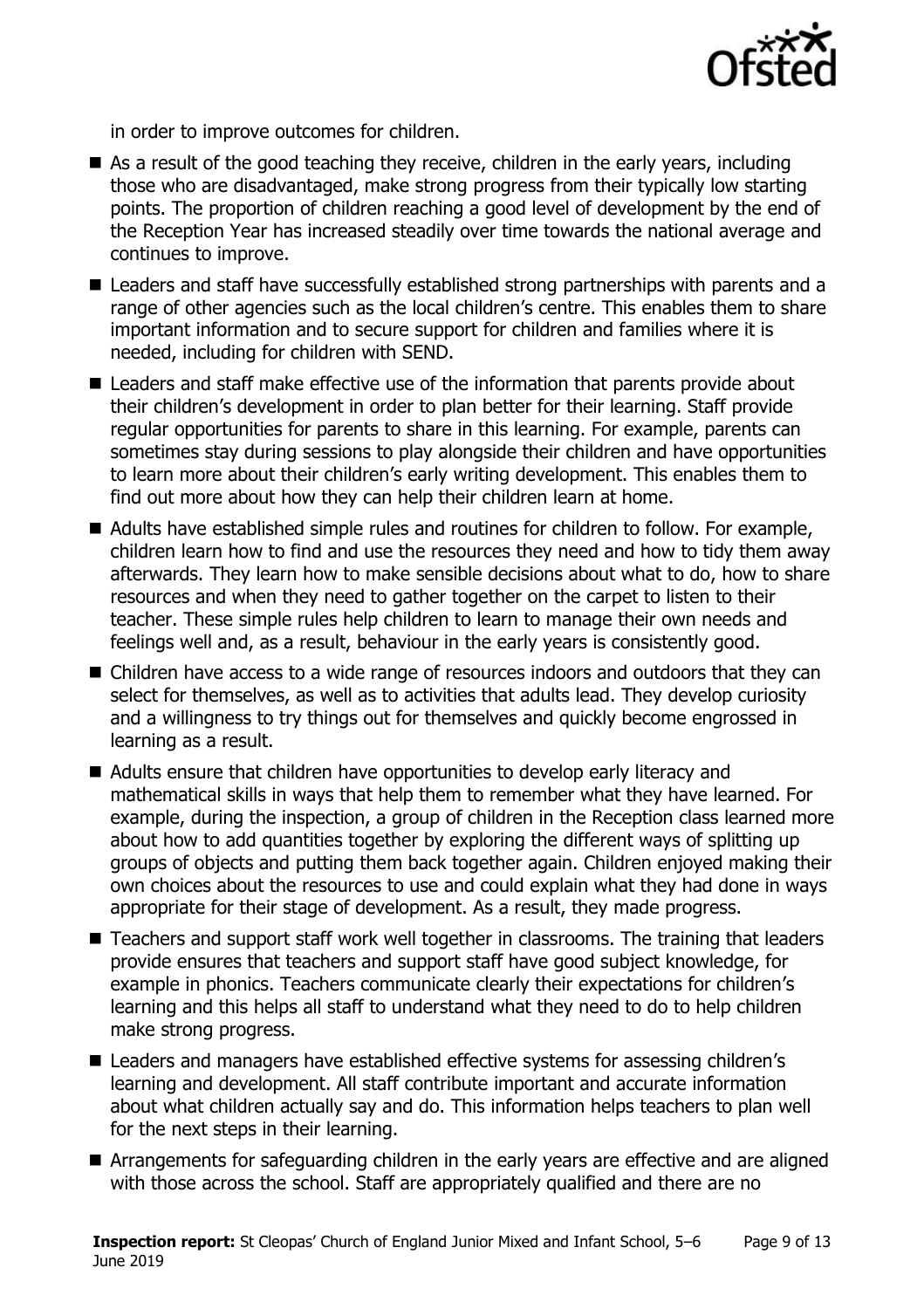in order to improve outcomes for children.

- As a result of the good teaching they receive, children in the early years, including those who are disadvantaged, make strong progress from their typically low starting points. The proportion of children reaching a good level of development by the end of the Reception Year has increased steadily over time towards the national average and continues to improve.
- Leaders and staff have successfully established strong partnerships with parents and a range of other agencies such as the local children's centre. This enables them to share important information and to secure support for children and families where it is needed, including for children with SEND.
- Leaders and staff make effective use of the information that parents provide about their children's development in order to plan better for their learning. Staff provide regular opportunities for parents to share in this learning. For example, parents can sometimes stay during sessions to play alongside their children and have opportunities to learn more about their children's early writing development. This enables them to find out more about how they can help their children learn at home.
- Adults have established simple rules and routines for children to follow. For example, children learn how to find and use the resources they need and how to tidy them away afterwards. They learn how to make sensible decisions about what to do, how to share resources and when they need to gather together on the carpet to listen to their teacher. These simple rules help children to learn to manage their own needs and feelings well and, as a result, behaviour in the early years is consistently good.
- Children have access to a wide range of resources indoors and outdoors that they can select for themselves, as well as to activities that adults lead. They develop curiosity and a willingness to try things out for themselves and quickly become engrossed in learning as a result.
- Adults ensure that children have opportunities to develop early literacy and mathematical skills in ways that help them to remember what they have learned. For example, during the inspection, a group of children in the Reception class learned more about how to add quantities together by exploring the different ways of splitting up groups of objects and putting them back together again. Children enjoyed making their own choices about the resources to use and could explain what they had done in ways appropriate for their stage of development. As a result, they made progress.
- Teachers and support staff work well together in classrooms. The training that leaders provide ensures that teachers and support staff have good subject knowledge, for example in phonics. Teachers communicate clearly their expectations for children's learning and this helps all staff to understand what they need to do to help children make strong progress.
- Leaders and managers have established effective systems for assessing children's learning and development. All staff contribute important and accurate information about what children actually say and do. This information helps teachers to plan well for the next steps in their learning.
- Arrangements for safeguarding children in the early years are effective and are aligned with those across the school. Staff are appropriately qualified and there are no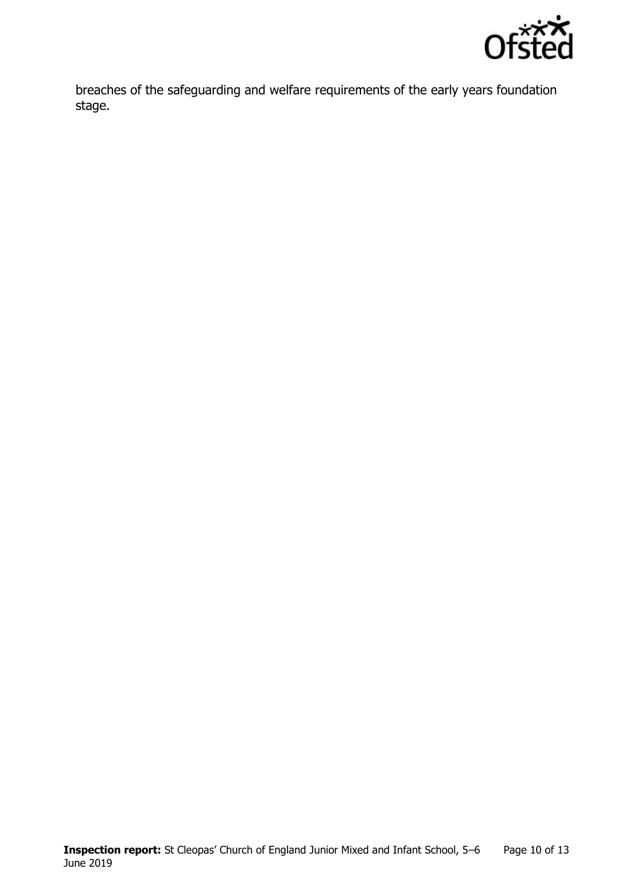breaches of the safeguarding and welfare requirements of the early years foundation stage.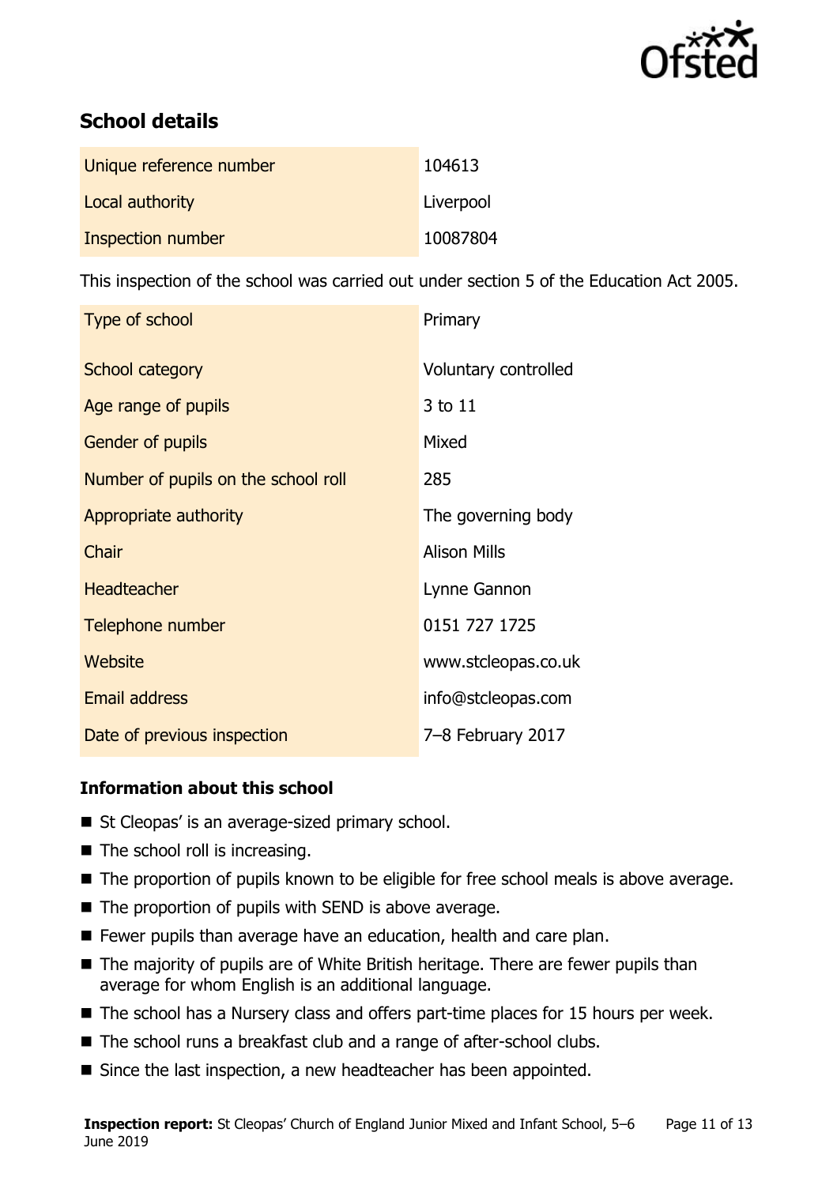## School details

| | |
|---|---|
| Unique reference number | 104613 |
| Local authority | Liverpool |
| Inspection number | 10087804 |

This inspection of the school was carried out under section 5 of the Education Act 2005.

| | |
|---|---|
| Type of school | Primary |
| School category | Voluntary controlled |
| Age range of pupils | 3 to 11 |
| Gender of pupils | Mixed |
| Number of pupils on the school roll | 285 |
| Appropriate authority | The governing body |
| Chair | Alison Mills |
| Headteacher | Lynne Gannon |
| Telephone number | 0151 727 1725 |
| Website | www.stcleopas.co.uk |
| Email address | info@stcleopas.com |
| Date of previous inspection | 7–8 February 2017 |

### Information about this school

- St Cleopas' is an average-sized primary school.
- The school roll is increasing.
- The proportion of pupils known to be eligible for free school meals is above average.
- The proportion of pupils with SEND is above average.
- Fewer pupils than average have an education, health and care plan.
- The majority of pupils are of White British heritage. There are fewer pupils than average for whom English is an additional language.
- The school has a Nursery class and offers part-time places for 15 hours per week.
- The school runs a breakfast club and a range of after-school clubs.
- Since the last inspection, a new headteacher has been appointed.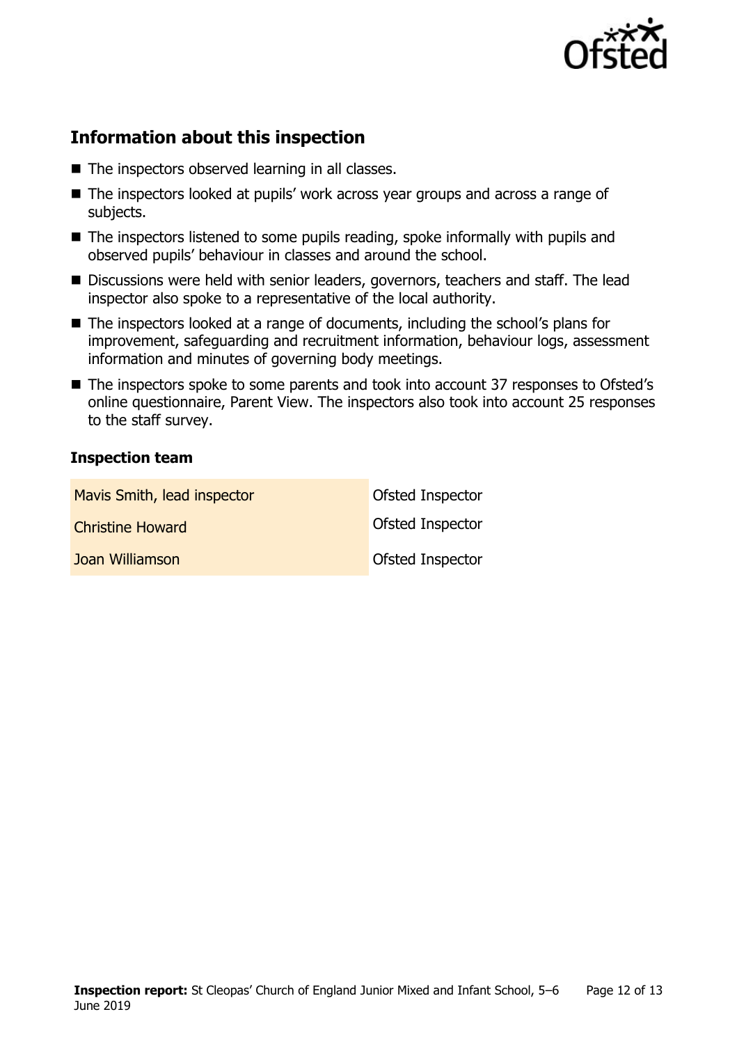## Information about this inspection

- The inspectors observed learning in all classes.
- The inspectors looked at pupils' work across year groups and across a range of subjects.
- The inspectors listened to some pupils reading, spoke informally with pupils and observed pupils' behaviour in classes and around the school.
- Discussions were held with senior leaders, governors, teachers and staff. The lead inspector also spoke to a representative of the local authority.
- The inspectors looked at a range of documents, including the school's plans for improvement, safeguarding and recruitment information, behaviour logs, assessment information and minutes of governing body meetings.
- The inspectors spoke to some parents and took into account 37 responses to Ofsted's online questionnaire, Parent View. The inspectors also took into account 25 responses to the staff survey.

### Inspection team

| | |
|---|---|
| Mavis Smith, lead inspector | Ofsted Inspector |
| Christine Howard | Ofsted Inspector |
| Joan Williamson | Ofsted Inspector |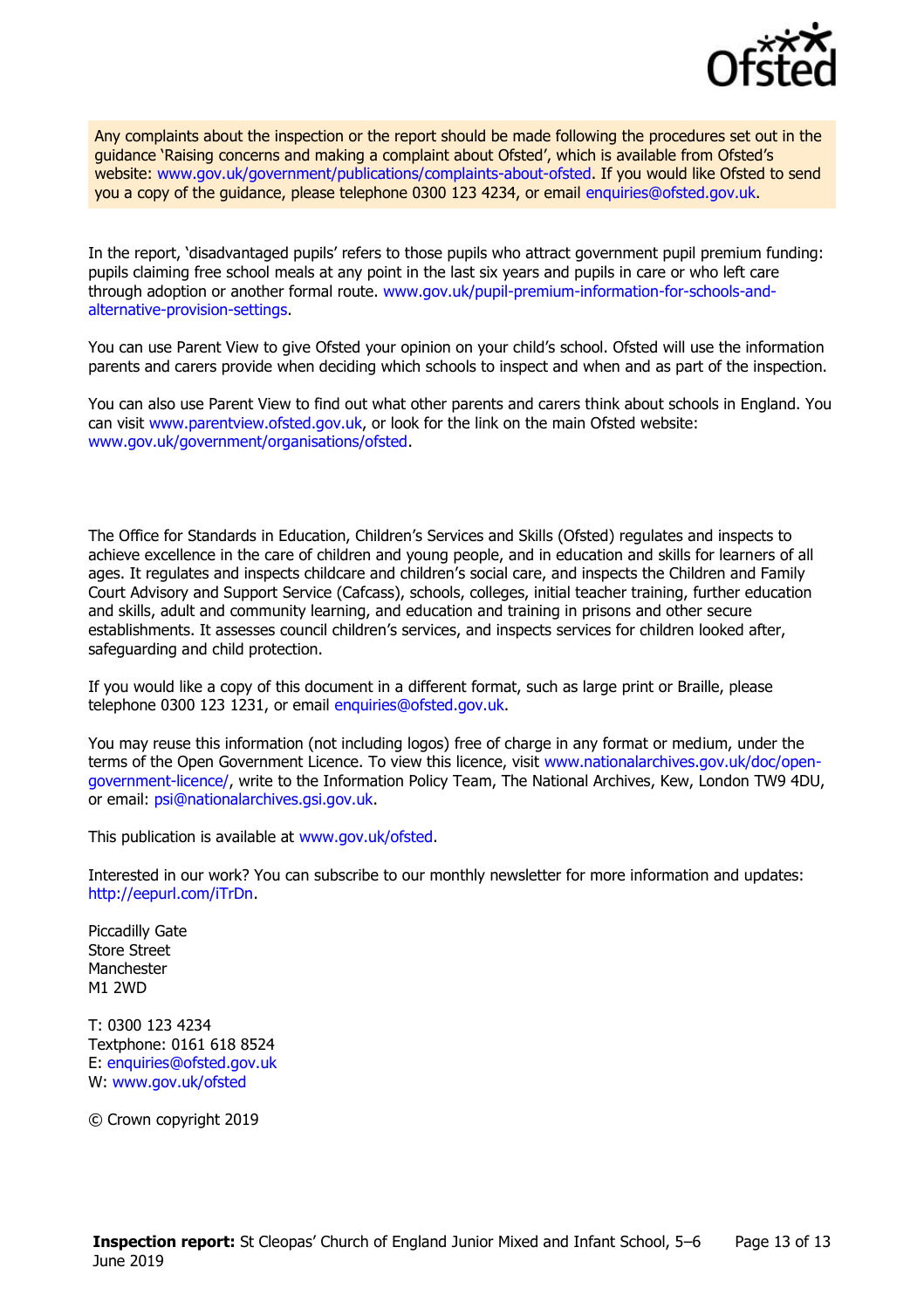Any complaints about the inspection or the report should be made following the procedures set out in the guidance 'Raising concerns and making a complaint about Ofsted', which is available from Ofsted's website: www.gov.uk/government/publications/complaints-about-ofsted. If you would like Ofsted to send you a copy of the guidance, please telephone 0300 123 4234, or email enquiries@ofsted.gov.uk.

In the report, 'disadvantaged pupils' refers to those pupils who attract government pupil premium funding: pupils claiming free school meals at any point in the last six years and pupils in care or who left care through adoption or another formal route. www.gov.uk/pupil-premium-information-for-schools-and-alternative-provision-settings.

You can use Parent View to give Ofsted your opinion on your child's school. Ofsted will use the information parents and carers provide when deciding which schools to inspect and when and as part of the inspection.

You can also use Parent View to find out what other parents and carers think about schools in England. You can visit www.parentview.ofsted.gov.uk, or look for the link on the main Ofsted website: www.gov.uk/government/organisations/ofsted.

The Office for Standards in Education, Children's Services and Skills (Ofsted) regulates and inspects to achieve excellence in the care of children and young people, and in education and skills for learners of all ages. It regulates and inspects childcare and children's social care, and inspects the Children and Family Court Advisory and Support Service (Cafcass), schools, colleges, initial teacher training, further education and skills, adult and community learning, and education and training in prisons and other secure establishments. It assesses council children's services, and inspects services for children looked after, safeguarding and child protection.

If you would like a copy of this document in a different format, such as large print or Braille, please telephone 0300 123 1231, or email enquiries@ofsted.gov.uk.

You may reuse this information (not including logos) free of charge in any format or medium, under the terms of the Open Government Licence. To view this licence, visit www.nationalarchives.gov.uk/doc/open-government-licence/, write to the Information Policy Team, The National Archives, Kew, London TW9 4DU, or email: psi@nationalarchives.gsi.gov.uk.

This publication is available at www.gov.uk/ofsted.

Interested in our work? You can subscribe to our monthly newsletter for more information and updates: http://eepurl.com/iTrDn.

Piccadilly Gate
Store Street
Manchester
M1 2WD

T: 0300 123 4234
Textphone: 0161 618 8524
E: enquiries@ofsted.gov.uk
W: www.gov.uk/ofsted

© Crown copyright 2019